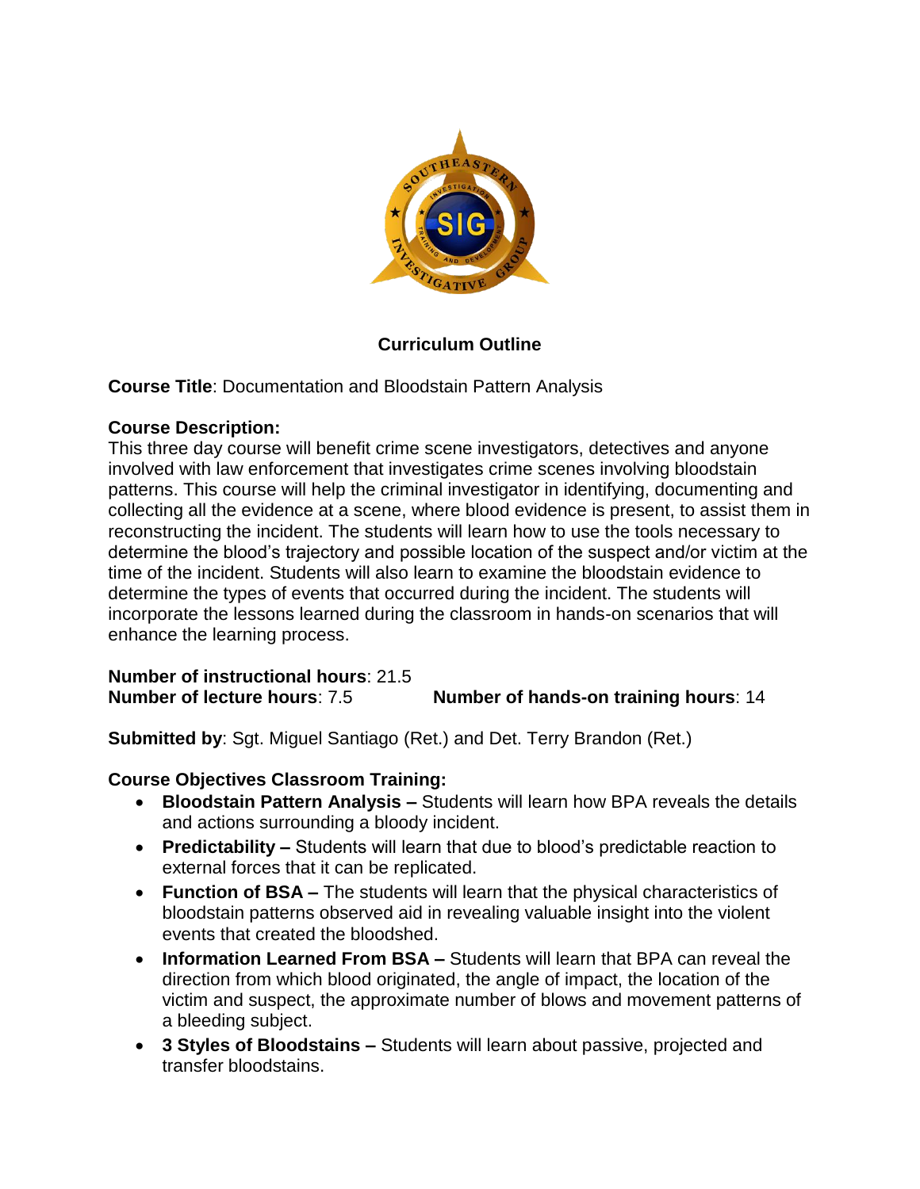# Curriculum Outline

**Course Title**: Documentation and Bloodstain Pattern Analysis

**Course Description:**
This three day course will benefit crime scene investigators, detectives and anyone involved with law enforcement that investigates crime scenes involving bloodstain patterns. This course will help the criminal investigator in identifying, documenting and collecting all the evidence at a scene, where blood evidence is present, to assist them in reconstructing the incident. The students will learn how to use the tools necessary to determine the blood's trajectory and possible location of the suspect and/or victim at the time of the incident. Students will also learn to examine the bloodstain evidence to determine the types of events that occurred during the incident. The students will incorporate the lessons learned during the classroom in hands-on scenarios that will enhance the learning process.

**Number of instructional hours**: 21.5
**Number of lecture hours**: 7.5 **Number of hands-on training hours**: 14

**Submitted by**: Sgt. Miguel Santiago (Ret.) and Det. Terry Brandon (Ret.)

**Course Objectives Classroom Training:**

- **Bloodstain Pattern Analysis –** Students will learn how BPA reveals the details and actions surrounding a bloody incident.
- **Predictability –** Students will learn that due to blood's predictable reaction to external forces that it can be replicated.
- **Function of BSA –** The students will learn that the physical characteristics of bloodstain patterns observed aid in revealing valuable insight into the violent events that created the bloodshed.
- **Information Learned From BSA –** Students will learn that BPA can reveal the direction from which blood originated, the angle of impact, the location of the victim and suspect, the approximate number of blows and movement patterns of a bleeding subject.
- **3 Styles of Bloodstains –** Students will learn about passive, projected and transfer bloodstains.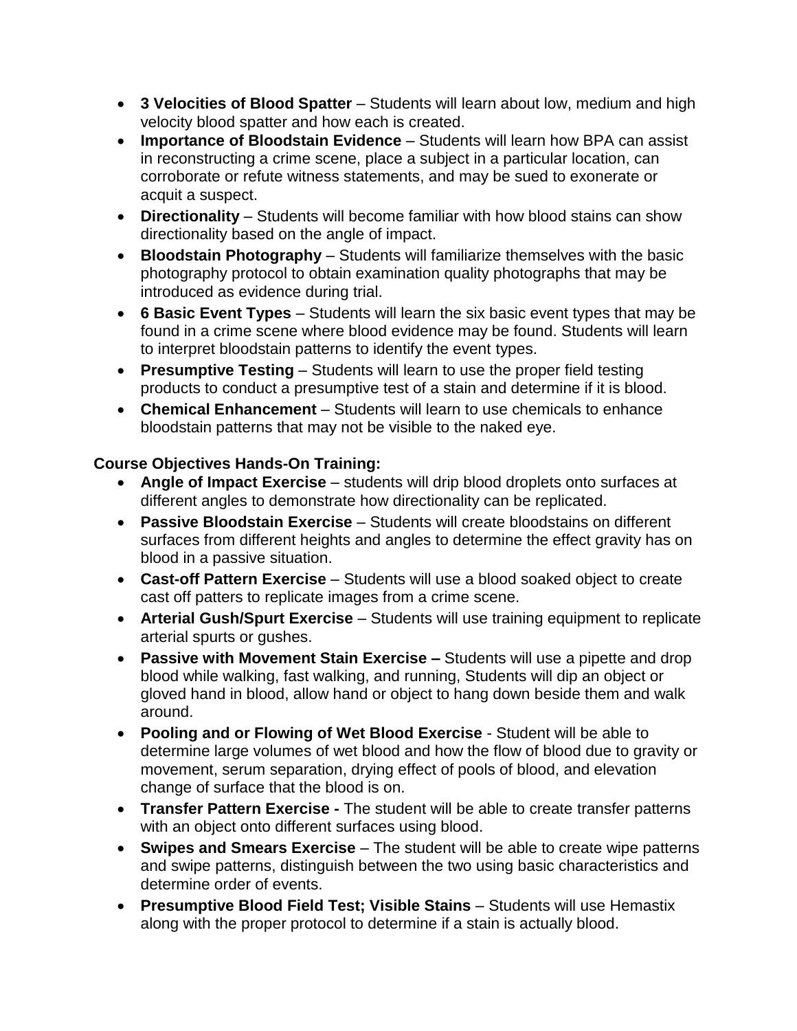- **3 Velocities of Blood Spatter** – Students will learn about low, medium and high velocity blood spatter and how each is created.
- **Importance of Bloodstain Evidence** – Students will learn how BPA can assist in reconstructing a crime scene, place a subject in a particular location, can corroborate or refute witness statements, and may be sued to exonerate or acquit a suspect.
- **Directionality** – Students will become familiar with how blood stains can show directionality based on the angle of impact.
- **Bloodstain Photography** – Students will familiarize themselves with the basic photography protocol to obtain examination quality photographs that may be introduced as evidence during trial.
- **6 Basic Event Types** – Students will learn the six basic event types that may be found in a crime scene where blood evidence may be found. Students will learn to interpret bloodstain patterns to identify the event types.
- **Presumptive Testing** – Students will learn to use the proper field testing products to conduct a presumptive test of a stain and determine if it is blood.
- **Chemical Enhancement** – Students will learn to use chemicals to enhance bloodstain patterns that may not be visible to the naked eye.

**Course Objectives Hands-On Training:**

- **Angle of Impact Exercise** – students will drip blood droplets onto surfaces at different angles to demonstrate how directionality can be replicated.
- **Passive Bloodstain Exercise** – Students will create bloodstains on different surfaces from different heights and angles to determine the effect gravity has on blood in a passive situation.
- **Cast-off Pattern Exercise** – Students will use a blood soaked object to create cast off patters to replicate images from a crime scene.
- **Arterial Gush/Spurt Exercise** – Students will use training equipment to replicate arterial spurts or gushes.
- **Passive with Movement Stain Exercise –** Students will use a pipette and drop blood while walking, fast walking, and running, Students will dip an object or gloved hand in blood, allow hand or object to hang down beside them and walk around.
- **Pooling and or Flowing of Wet Blood Exercise** - Student will be able to determine large volumes of wet blood and how the flow of blood due to gravity or movement, serum separation, drying effect of pools of blood, and elevation change of surface that the blood is on.
- **Transfer Pattern Exercise -** The student will be able to create transfer patterns with an object onto different surfaces using blood.
- **Swipes and Smears Exercise** – The student will be able to create wipe patterns and swipe patterns, distinguish between the two using basic characteristics and determine order of events.
- **Presumptive Blood Field Test; Visible Stains** – Students will use Hemastix along with the proper protocol to determine if a stain is actually blood.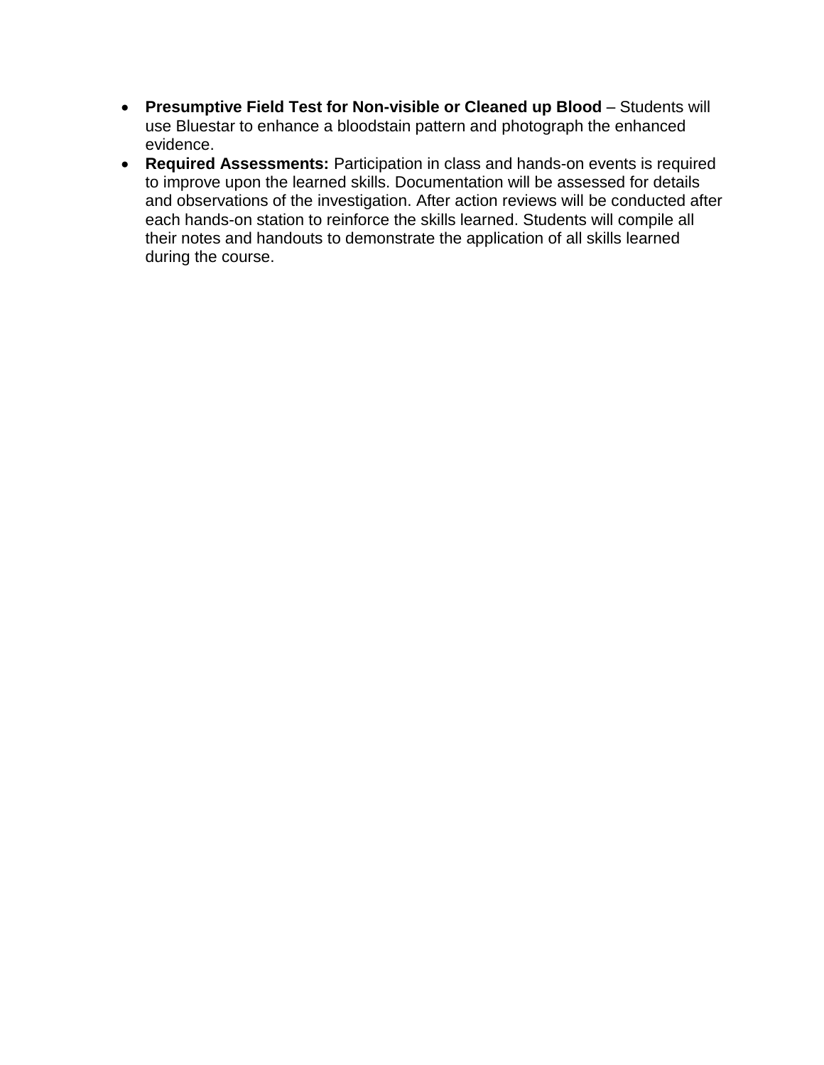- **Presumptive Field Test for Non-visible or Cleaned up Blood** – Students will use Bluestar to enhance a bloodstain pattern and photograph the enhanced evidence.
- **Required Assessments:** Participation in class and hands-on events is required to improve upon the learned skills. Documentation will be assessed for details and observations of the investigation. After action reviews will be conducted after each hands-on station to reinforce the skills learned. Students will compile all their notes and handouts to demonstrate the application of all skills learned during the course.